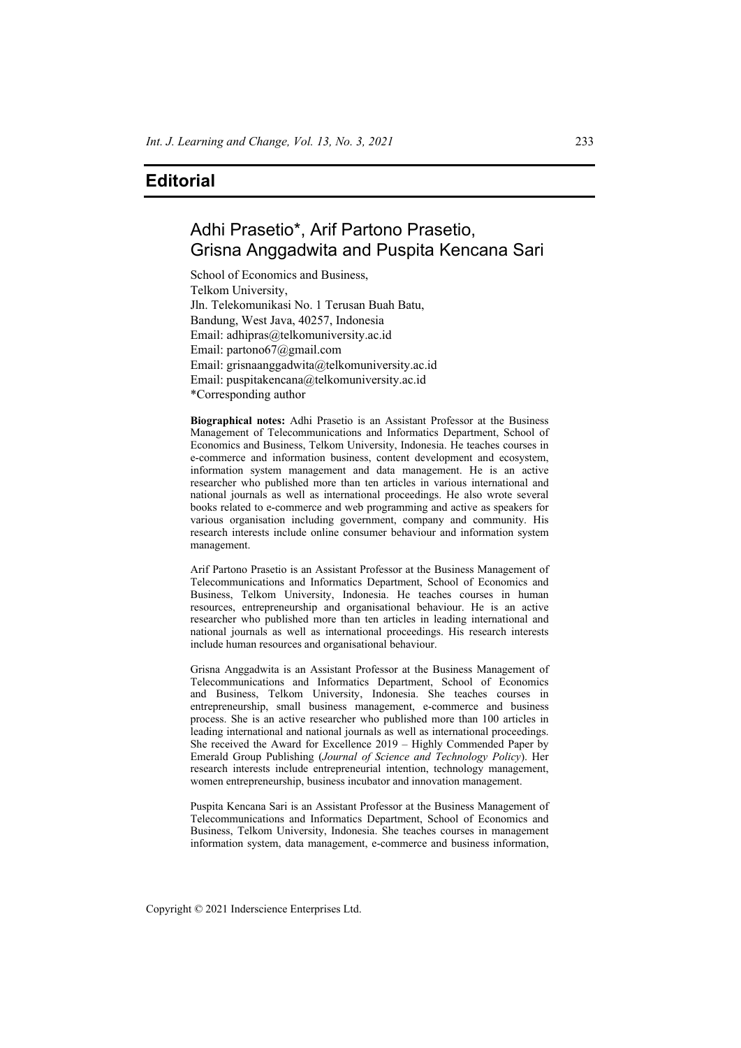# Editorial

## Adhi Prasetio*, Arif Partono Prasetio, Grisna Anggadwita and Puspita Kencana Sari

School of Economics and Business,
Telkom University,
Jln. Telekomunikasi No. 1 Terusan Buah Batu,
Bandung, West Java, 40257, Indonesia
Email: adhipras@telkomuniversity.ac.id
Email: partono67@gmail.com
Email: grisnaanggadwita@telkomuniversity.ac.id
Email: puspitakencana@telkomuniversity.ac.id
*Corresponding author

**Biographical notes:** Adhi Prasetio is an Assistant Professor at the Business Management of Telecommunications and Informatics Department, School of Economics and Business, Telkom University, Indonesia. He teaches courses in e-commerce and information business, content development and ecosystem, information system management and data management. He is an active researcher who published more than ten articles in various international and national journals as well as international proceedings. He also wrote several books related to e-commerce and web programming and active as speakers for various organisation including government, company and community. His research interests include online consumer behaviour and information system management.

Arif Partono Prasetio is an Assistant Professor at the Business Management of Telecommunications and Informatics Department, School of Economics and Business, Telkom University, Indonesia. He teaches courses in human resources, entrepreneurship and organisational behaviour. He is an active researcher who published more than ten articles in leading international and national journals as well as international proceedings. His research interests include human resources and organisational behaviour.

Grisna Anggadwita is an Assistant Professor at the Business Management of Telecommunications and Informatics Department, School of Economics and Business, Telkom University, Indonesia. She teaches courses in entrepreneurship, small business management, e-commerce and business process. She is an active researcher who published more than 100 articles in leading international and national journals as well as international proceedings. She received the Award for Excellence 2019 – Highly Commended Paper by Emerald Group Publishing (*Journal of Science and Technology Policy*). Her research interests include entrepreneurial intention, technology management, women entrepreneurship, business incubator and innovation management.

Puspita Kencana Sari is an Assistant Professor at the Business Management of Telecommunications and Informatics Department, School of Economics and Business, Telkom University, Indonesia. She teaches courses in management information system, data management, e-commerce and business information,

Copyright © 2021 Inderscience Enterprises Ltd.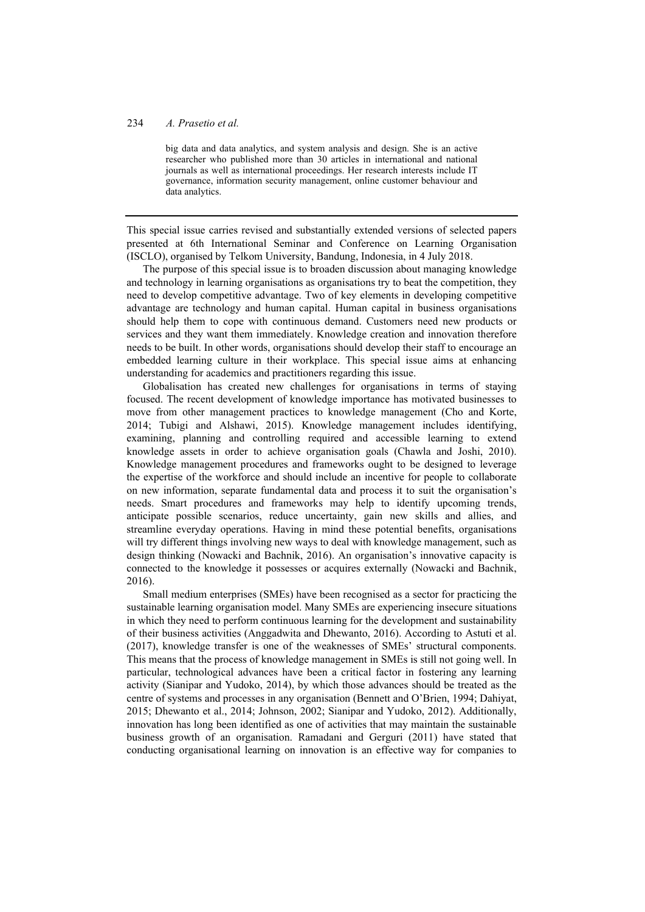big data and data analytics, and system analysis and design. She is an active researcher who published more than 30 articles in international and national journals as well as international proceedings. Her research interests include IT governance, information security management, online customer behaviour and data analytics.

---

This special issue carries revised and substantially extended versions of selected papers presented at 6th International Seminar and Conference on Learning Organisation (ISCLO), organised by Telkom University, Bandung, Indonesia, in 4 July 2018.

The purpose of this special issue is to broaden discussion about managing knowledge and technology in learning organisations as organisations try to beat the competition, they need to develop competitive advantage. Two of key elements in developing competitive advantage are technology and human capital. Human capital in business organisations should help them to cope with continuous demand. Customers need new products or services and they want them immediately. Knowledge creation and innovation therefore needs to be built. In other words, organisations should develop their staff to encourage an embedded learning culture in their workplace. This special issue aims at enhancing understanding for academics and practitioners regarding this issue.

Globalisation has created new challenges for organisations in terms of staying focused. The recent development of knowledge importance has motivated businesses to move from other management practices to knowledge management (Cho and Korte, 2014; Tubigi and Alshawi, 2015). Knowledge management includes identifying, examining, planning and controlling required and accessible learning to extend knowledge assets in order to achieve organisation goals (Chawla and Joshi, 2010). Knowledge management procedures and frameworks ought to be designed to leverage the expertise of the workforce and should include an incentive for people to collaborate on new information, separate fundamental data and process it to suit the organisation's needs. Smart procedures and frameworks may help to identify upcoming trends, anticipate possible scenarios, reduce uncertainty, gain new skills and allies, and streamline everyday operations. Having in mind these potential benefits, organisations will try different things involving new ways to deal with knowledge management, such as design thinking (Nowacki and Bachnik, 2016). An organisation's innovative capacity is connected to the knowledge it possesses or acquires externally (Nowacki and Bachnik, 2016).

Small medium enterprises (SMEs) have been recognised as a sector for practicing the sustainable learning organisation model. Many SMEs are experiencing insecure situations in which they need to perform continuous learning for the development and sustainability of their business activities (Anggadwita and Dhewanto, 2016). According to Astuti et al. (2017), knowledge transfer is one of the weaknesses of SMEs' structural components. This means that the process of knowledge management in SMEs is still not going well. In particular, technological advances have been a critical factor in fostering any learning activity (Sianipar and Yudoko, 2014), by which those advances should be treated as the centre of systems and processes in any organisation (Bennett and O'Brien, 1994; Dahiyat, 2015; Dhewanto et al., 2014; Johnson, 2002; Sianipar and Yudoko, 2012). Additionally, innovation has long been identified as one of activities that may maintain the sustainable business growth of an organisation. Ramadani and Gerguri (2011) have stated that conducting organisational learning on innovation is an effective way for companies to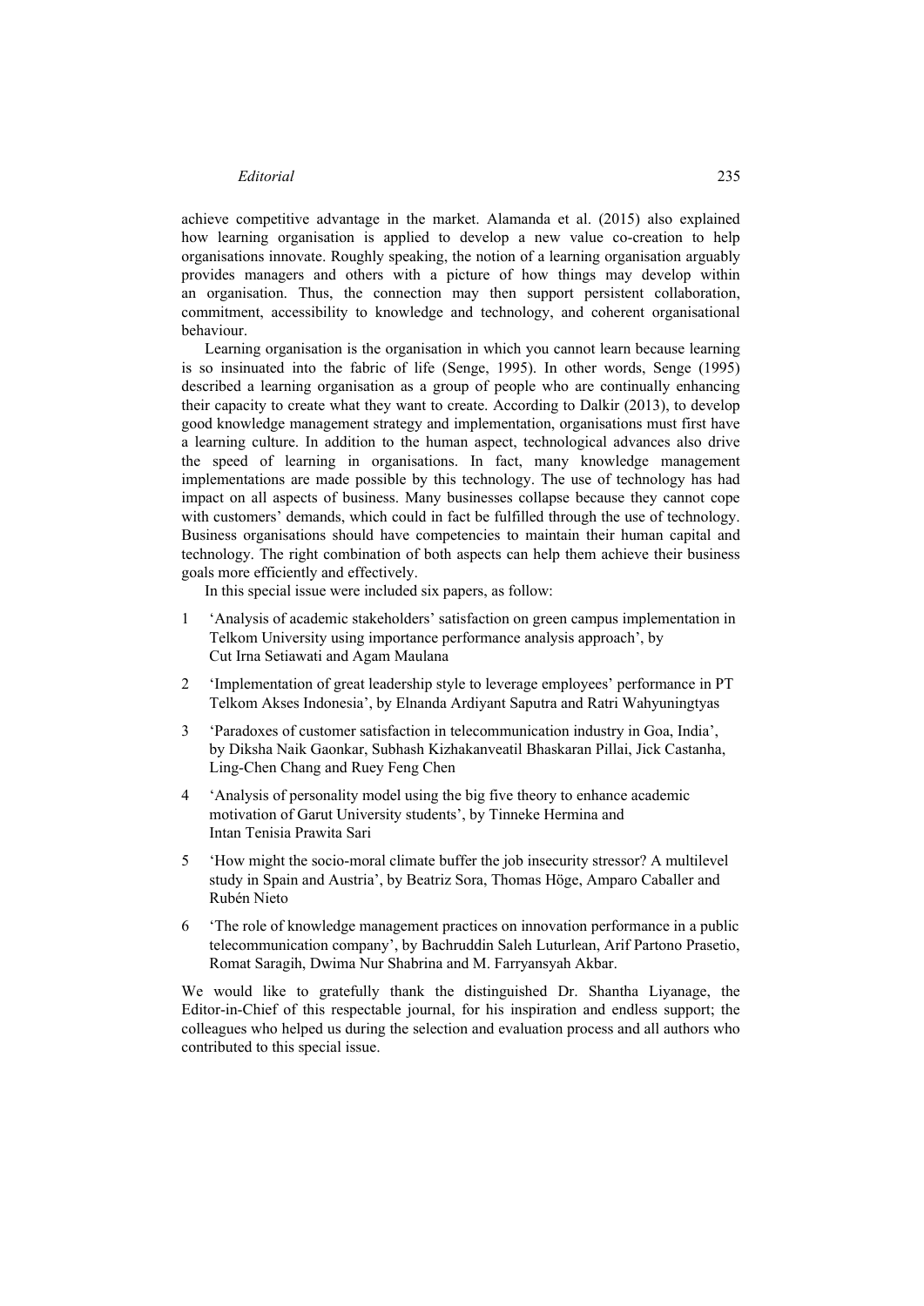achieve competitive advantage in the market. Alamanda et al. (2015) also explained how learning organisation is applied to develop a new value co-creation to help organisations innovate. Roughly speaking, the notion of a learning organisation arguably provides managers and others with a picture of how things may develop within an organisation. Thus, the connection may then support persistent collaboration, commitment, accessibility to knowledge and technology, and coherent organisational behaviour.

Learning organisation is the organisation in which you cannot learn because learning is so insinuated into the fabric of life (Senge, 1995). In other words, Senge (1995) described a learning organisation as a group of people who are continually enhancing their capacity to create what they want to create. According to Dalkir (2013), to develop good knowledge management strategy and implementation, organisations must first have a learning culture. In addition to the human aspect, technological advances also drive the speed of learning in organisations. In fact, many knowledge management implementations are made possible by this technology. The use of technology has had impact on all aspects of business. Many businesses collapse because they cannot cope with customers' demands, which could in fact be fulfilled through the use of technology. Business organisations should have competencies to maintain their human capital and technology. The right combination of both aspects can help them achieve their business goals more efficiently and effectively.

In this special issue were included six papers, as follow:

1. 'Analysis of academic stakeholders' satisfaction on green campus implementation in Telkom University using importance performance analysis approach', by Cut Irna Setiawati and Agam Maulana
2. 'Implementation of great leadership style to leverage employees' performance in PT Telkom Akses Indonesia', by Elnanda Ardiyant Saputra and Ratri Wahyuningtyas
3. 'Paradoxes of customer satisfaction in telecommunication industry in Goa, India', by Diksha Naik Gaonkar, Subhash Kizhakanveatil Bhaskaran Pillai, Jick Castanha, Ling-Chen Chang and Ruey Feng Chen
4. 'Analysis of personality model using the big five theory to enhance academic motivation of Garut University students', by Tinneke Hermina and Intan Tenisia Prawita Sari
5. 'How might the socio-moral climate buffer the job insecurity stressor? A multilevel study in Spain and Austria', by Beatriz Sora, Thomas Höge, Amparo Caballer and Rubén Nieto
6. 'The role of knowledge management practices on innovation performance in a public telecommunication company', by Bachruddin Saleh Luturlean, Arif Partono Prasetio, Romat Saragih, Dwima Nur Shabrina and M. Farryansyah Akbar.

We would like to gratefully thank the distinguished Dr. Shantha Liyanage, the Editor-in-Chief of this respectable journal, for his inspiration and endless support; the colleagues who helped us during the selection and evaluation process and all authors who contributed to this special issue.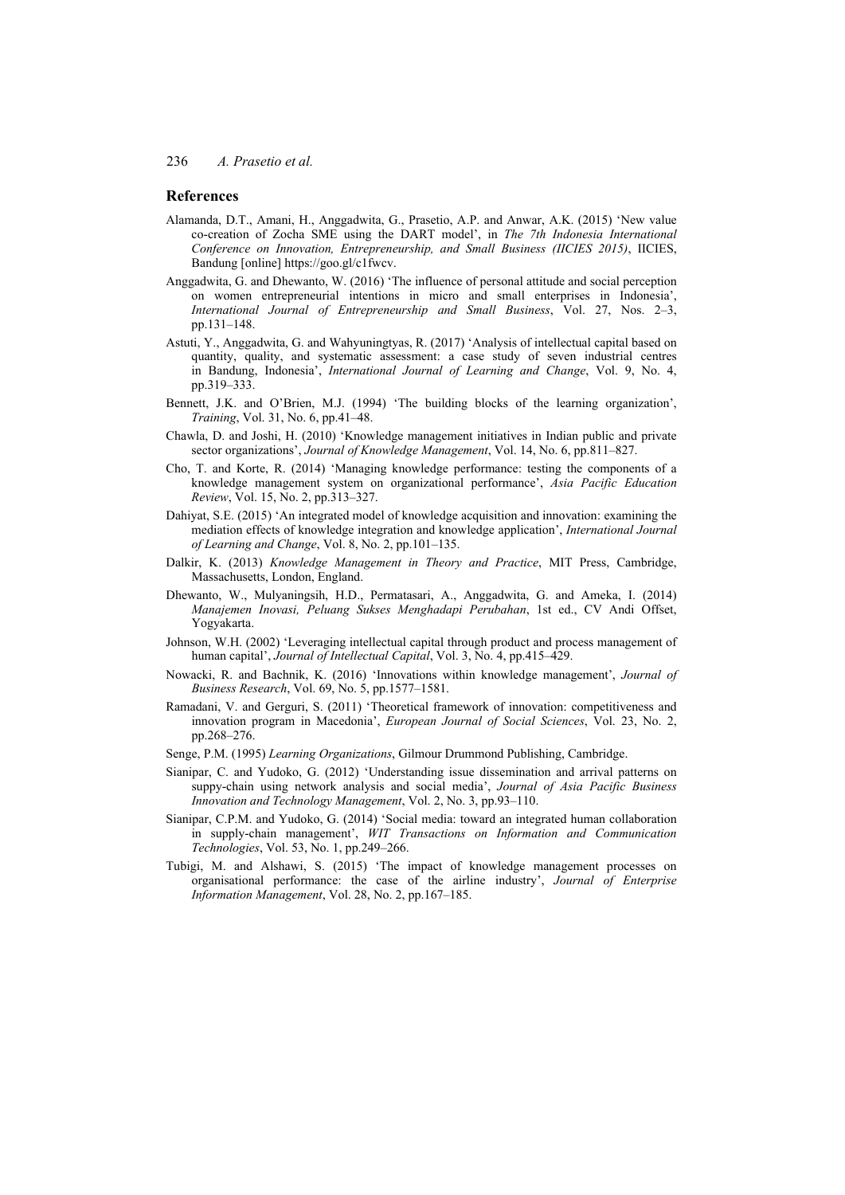## References

Alamanda, D.T., Amani, H., Anggadwita, G., Prasetio, A.P. and Anwar, A.K. (2015) 'New value co-creation of Zocha SME using the DART model', in *The 7th Indonesia International Conference on Innovation, Entrepreneurship, and Small Business (IICIES 2015)*, IICIES, Bandung [online] https://goo.gl/c1fwcv.

Anggadwita, G. and Dhewanto, W. (2016) 'The influence of personal attitude and social perception on women entrepreneurial intentions in micro and small enterprises in Indonesia', *International Journal of Entrepreneurship and Small Business*, Vol. 27, Nos. 2–3, pp.131–148.

Astuti, Y., Anggadwita, G. and Wahyuningtyas, R. (2017) 'Analysis of intellectual capital based on quantity, quality, and systematic assessment: a case study of seven industrial centres in Bandung, Indonesia', *International Journal of Learning and Change*, Vol. 9, No. 4, pp.319–333.

Bennett, J.K. and O'Brien, M.J. (1994) 'The building blocks of the learning organization', *Training*, Vol. 31, No. 6, pp.41–48.

Chawla, D. and Joshi, H. (2010) 'Knowledge management initiatives in Indian public and private sector organizations', *Journal of Knowledge Management*, Vol. 14, No. 6, pp.811–827.

Cho, T. and Korte, R. (2014) 'Managing knowledge performance: testing the components of a knowledge management system on organizational performance', *Asia Pacific Education Review*, Vol. 15, No. 2, pp.313–327.

Dahiyat, S.E. (2015) 'An integrated model of knowledge acquisition and innovation: examining the mediation effects of knowledge integration and knowledge application', *International Journal of Learning and Change*, Vol. 8, No. 2, pp.101–135.

Dalkir, K. (2013) *Knowledge Management in Theory and Practice*, MIT Press, Cambridge, Massachusetts, London, England.

Dhewanto, W., Mulyaningsih, H.D., Permatasari, A., Anggadwita, G. and Ameka, I. (2014) *Manajemen Inovasi, Peluang Sukses Menghadapi Perubahan*, 1st ed., CV Andi Offset, Yogyakarta.

Johnson, W.H. (2002) 'Leveraging intellectual capital through product and process management of human capital', *Journal of Intellectual Capital*, Vol. 3, No. 4, pp.415–429.

Nowacki, R. and Bachnik, K. (2016) 'Innovations within knowledge management', *Journal of Business Research*, Vol. 69, No. 5, pp.1577–1581.

Ramadani, V. and Gerguri, S. (2011) 'Theoretical framework of innovation: competitiveness and innovation program in Macedonia', *European Journal of Social Sciences*, Vol. 23, No. 2, pp.268–276.

Senge, P.M. (1995) *Learning Organizations*, Gilmour Drummond Publishing, Cambridge.

Sianipar, C. and Yudoko, G. (2012) 'Understanding issue dissemination and arrival patterns on suppy-chain using network analysis and social media', *Journal of Asia Pacific Business Innovation and Technology Management*, Vol. 2, No. 3, pp.93–110.

Sianipar, C.P.M. and Yudoko, G. (2014) 'Social media: toward an integrated human collaboration in supply-chain management', *WIT Transactions on Information and Communication Technologies*, Vol. 53, No. 1, pp.249–266.

Tubigi, M. and Alshawi, S. (2015) 'The impact of knowledge management processes on organisational performance: the case of the airline industry', *Journal of Enterprise Information Management*, Vol. 28, No. 2, pp.167–185.